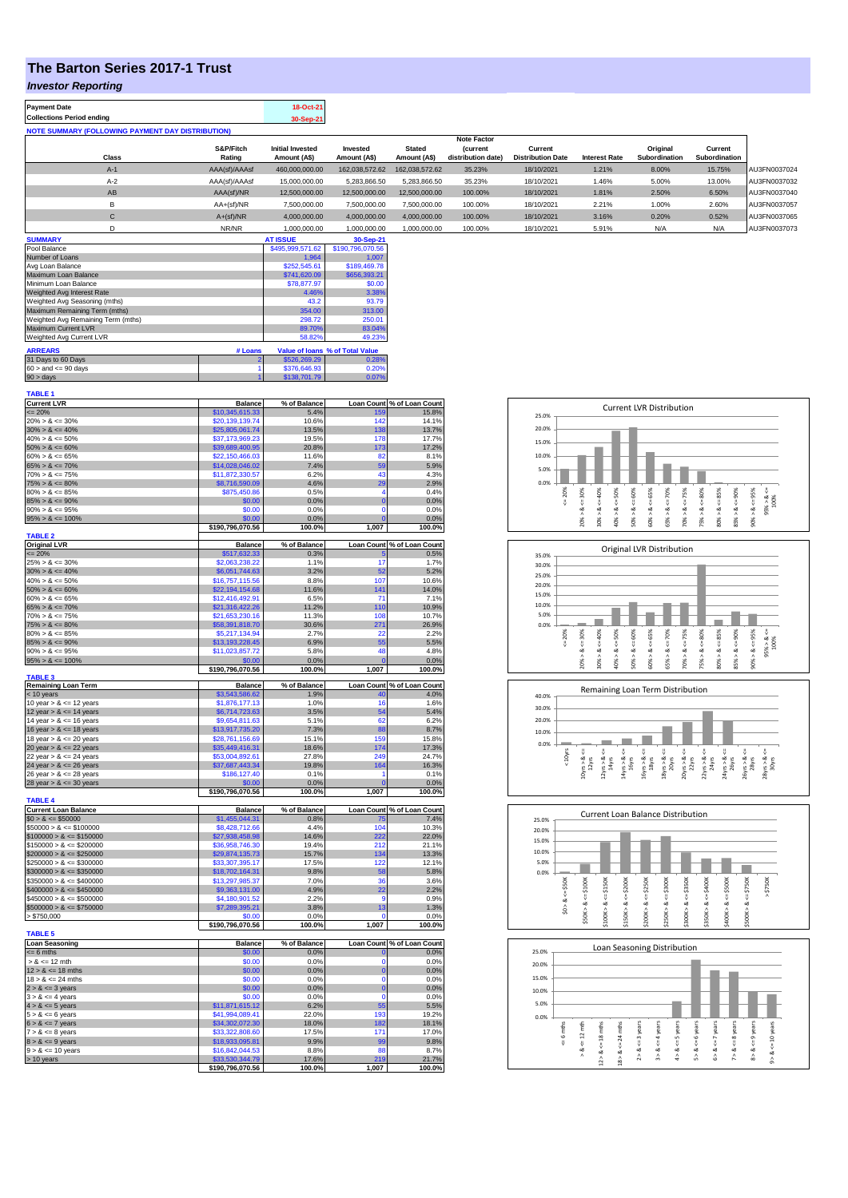# The Barton Series 2017-1 Trust

## *Investor Reporting*

| | |
|---|---|
| **Payment Date** | 18-Oct-21 |
| **Collections Period ending** | 30-Sep-21 |

**NOTE SUMMARY (FOLLOWING PAYMENT DAY DISTRIBUTION)**

| Class | S&P/Fitch Rating | Initial Invested Amount (A$) | Invested Amount (A$) | Stated Amount (A$) | Note Factor (current distribution date) | Current Distribution Date | Interest Rate | Original Subordination | Current Subordination | |
|---|---|---|---|---|---|---|---|---|---|---|
| A-1 | AAA(sf)/AAAsf | 460,000,000.00 | 162,038,572.62 | 162,038,572.62 | 35.23% | 18/10/2021 | 1.21% | 8.00% | 15.75% | AU3FN0037024 |
| A-2 | AAA(sf)/AAAsf | 15,000,000.00 | 5,283,866.50 | 5,283,866.50 | 35.23% | 18/10/2021 | 1.46% | 5.00% | 13.00% | AU3FN0037032 |
| AB | AAA(sf)/NR | 12,500,000.00 | 12,500,000.00 | 12,500,000.00 | 100.00% | 18/10/2021 | 1.81% | 2.50% | 6.50% | AU3FN0037040 |
| B | AA+(sf)/NR | 7,500,000.00 | 7,500,000.00 | 7,500,000.00 | 100.00% | 18/10/2021 | 2.21% | 1.00% | 2.60% | AU3FN0037057 |
| C | A+(sf)/NR | 4,000,000.00 | 4,000,000.00 | 4,000,000.00 | 100.00% | 18/10/2021 | 3.16% | 0.20% | 0.52% | AU3FN0037065 |
| D | NR/NR | 1,000,000.00 | 1,000,000.00 | 1,000,000.00 | 100.00% | 18/10/2021 | 5.91% | N/A | N/A | AU3FN0037073 |

| SUMMARY | AT ISSUE | 30-Sep-21 |
|---|---|---|
| Pool Balance | $495,999,571.62 | $190,796,070.56 |
| Number of Loans | 1,964 | 1,007 |
| Avg Loan Balance | $252,545.61 | $189,469.78 |
| Maximum Loan Balance | $741,620.09 | $656,393.21 |
| Minimum Loan Balance | $78,877.97 | $0.00 |
| Weighted Avg Interest Rate | 4.46% | 3.38% |
| Weighted Avg Seasoning (mths) | 43.2 | 93.79 |
| Maximum Remaining Term (mths) | 354.00 | 313.00 |
| Weighted Avg Remaining Term (mths) | 298.72 | 250.01 |
| Maximum Current LVR | 89.70% | 83.04% |
| Weighted Avg Current LVR | 58.82% | 49.23% |

| ARREARS | # Loans | Value of loans | % of Total Value |
|---|---|---|---|
| 31 Days to 60 Days | 2 | $526,269.29 | 0.28% |
| 60 > and <= 90 days | 1 | $376,646.93 | 0.20% |
| 90 > days | 1 | $138,701.79 | 0.07% |

**TABLE 1**

| Current LVR | Balance | % of Balance | Loan Count | % of Loan Count |
|---|---|---|---|---|
| <= 20% | $10,345,615.33 | 5.4% | 159 | 15.8% |
| 20% > & <= 30% | $20,139,139.74 | 10.6% | 142 | 14.1% |
| 30% > & <= 40% | $25,805,061.74 | 13.5% | 138 | 13.7% |
| 40% > & <= 50% | $37,173,969.23 | 19.5% | 178 | 17.7% |
| 50% > & <= 60% | $39,689,400.95 | 20.8% | 173 | 17.2% |
| 60% > & <= 65% | $22,150,466.03 | 11.6% | 82 | 8.1% |
| 65% > & <= 70% | $14,028,046.02 | 7.4% | 59 | 5.9% |
| 70% > & <= 75% | $11,872,330.57 | 6.2% | 43 | 4.3% |
| 75% > & <= 80% | $8,716,590.09 | 4.6% | 29 | 2.9% |
| 80% > & <= 85% | $875,450.86 | 0.5% | 4 | 0.4% |
| 85% > & <= 90% | $0.00 | 0.0% | 0 | 0.0% |
| 90% > & <= 95% | $0.00 | 0.0% | 0 | 0.0% |
| 95% > & <= 100% | $0.00 | 0.0% | 0 | 0.0% |
| | $190,796,070.56 | 100.0% | 1,007 | 100.0% |

**TABLE 2**

| Original LVR | Balance | % of Balance | Loan Count | % of Loan Count |
|---|---|---|---|---|
| <= 20% | $517,632.33 | 0.3% | 5 | 0.5% |
| 25% > & <= 30% | $2,063,238.22 | 1.1% | 17 | 1.7% |
| 30% > & <= 40% | $6,051,744.63 | 3.2% | 52 | 5.2% |
| 40% > & <= 50% | $16,757,115.56 | 8.8% | 107 | 10.6% |
| 50% > & <= 60% | $22,194,154.68 | 11.6% | 141 | 14.0% |
| 60% > & <= 65% | $12,416,492.91 | 6.5% | 71 | 7.1% |
| 65% > & <= 70% | $21,316,422.26 | 11.2% | 110 | 10.9% |
| 70% > & <= 75% | $21,653,230.16 | 11.3% | 108 | 10.7% |
| 75% > & <= 80% | $58,391,818.70 | 30.6% | 271 | 26.9% |
| 80% > & <= 85% | $5,217,134.94 | 2.7% | 22 | 2.2% |
| 85% > & <= 90% | $13,193,228.45 | 6.9% | 55 | 5.5% |
| 90% > & <= 95% | $11,023,857.72 | 5.8% | 48 | 4.8% |
| 95% > & <= 100% | $0.00 | 0.0% | 0 | 0.0% |
| | $190,796,070.56 | 100.0% | 1,007 | 100.0% |

**TABLE 3**

| Remaining Loan Term | Balance | % of Balance | Loan Count | % of Loan Count |
|---|---|---|---|---|
| < 10 years | $3,543,586.62 | 1.9% | 40 | 4.0% |
| 10 year > & <= 12 years | $1,876,177.13 | 1.0% | 16 | 1.6% |
| 12 year > & <= 14 years | $6,714,723.63 | 3.5% | 54 | 5.4% |
| 14 year > & <= 16 years | $9,654,811.63 | 5.1% | 62 | 6.2% |
| 16 year > & <= 18 years | $13,917,735.20 | 7.3% | 88 | 8.7% |
| 18 year > & <= 20 years | $28,761,156.69 | 15.1% | 159 | 15.8% |
| 20 year > & <= 22 years | $35,449,416.31 | 18.6% | 174 | 17.3% |
| 22 year > & <= 24 years | $53,004,892.61 | 27.8% | 249 | 24.7% |
| 24 year > & <= 26 years | $37,687,443.34 | 19.8% | 164 | 16.3% |
| 26 year > & <= 28 years | $186,127.40 | 0.1% | 1 | 0.1% |
| 28 year > & <= 30 years | $0.00 | 0.0% | 0 | 0.0% |
| | $190,796,070.56 | 100.0% | 1,007 | 100.0% |

**TABLE 4**

| Current Loan Balance | Balance | % of Balance | Loan Count | % of Loan Count |
|---|---|---|---|---|
| $0 > & <= $50000 | $1,455,044.31 | 0.8% | 75 | 7.4% |
| $50000 > & <= $100000 | $8,428,712.66 | 4.4% | 104 | 10.3% |
| $100000 > & <= $150000 | $27,938,458.98 | 14.6% | 222 | 22.0% |
| $150000 > & <= $200000 | $36,958,746.30 | 19.4% | 212 | 21.1% |
| $200000 > & <= $250000 | $29,874,135.73 | 15.7% | 134 | 13.3% |
| $250000 > & <= $300000 | $33,307,395.17 | 17.5% | 122 | 12.1% |
| $300000 > & <= $350000 | $18,702,164.31 | 9.8% | 58 | 5.8% |
| $350000 > & <= $400000 | $13,297,985.37 | 7.0% | 36 | 3.6% |
| $400000 > & <= $450000 | $9,363,131.00 | 4.9% | 22 | 2.2% |
| $450000 > & <= $500000 | $4,180,901.52 | 2.2% | 9 | 0.9% |
| $500000 > & <= $750000 | $7,289,395.21 | 3.8% | 13 | 1.3% |
| > $750,000 | $0.00 | 0.0% | 0 | 0.0% |
| | $190,796,070.56 | 100.0% | 1,007 | 100.0% |

**TABLE 5**

| Loan Seasoning | Balance | % of Balance | Loan Count | % of Loan Count |
|---|---|---|---|---|
| <= 6 mths | $0.00 | 0.0% | 0 | 0.0% |
| > & <= 12 mth | $0.00 | 0.0% | 0 | 0.0% |
| 12 > & <= 18 mths | $0.00 | 0.0% | 0 | 0.0% |
| 18 > & <= 24 mths | $0.00 | 0.0% | 0 | 0.0% |
| 2 > & <= 3 years | $0.00 | 0.0% | 0 | 0.0% |
| 3 > & <= 4 years | $0.00 | 0.0% | 0 | 0.0% |
| 4 > & <= 5 years | $11,871,615.12 | 6.2% | 55 | 5.5% |
| 5 > & <= 6 years | $41,994,089.41 | 22.0% | 193 | 19.2% |
| 6 > & <= 7 years | $34,302,072.30 | 18.0% | 182 | 18.1% |
| 7 > & <= 8 years | $33,322,808.60 | 17.5% | 171 | 17.0% |
| 8 > & <= 9 years | $18,933,095.81 | 9.9% | 99 | 9.8% |
| 9 > & <= 10 years | $16,842,044.53 | 8.8% | 88 | 8.7% |
| > 10 years | $33,530,344.79 | 17.6% | 219 | 21.7% |
| | $190,796,070.56 | 100.0% | 1,007 | 100.0% |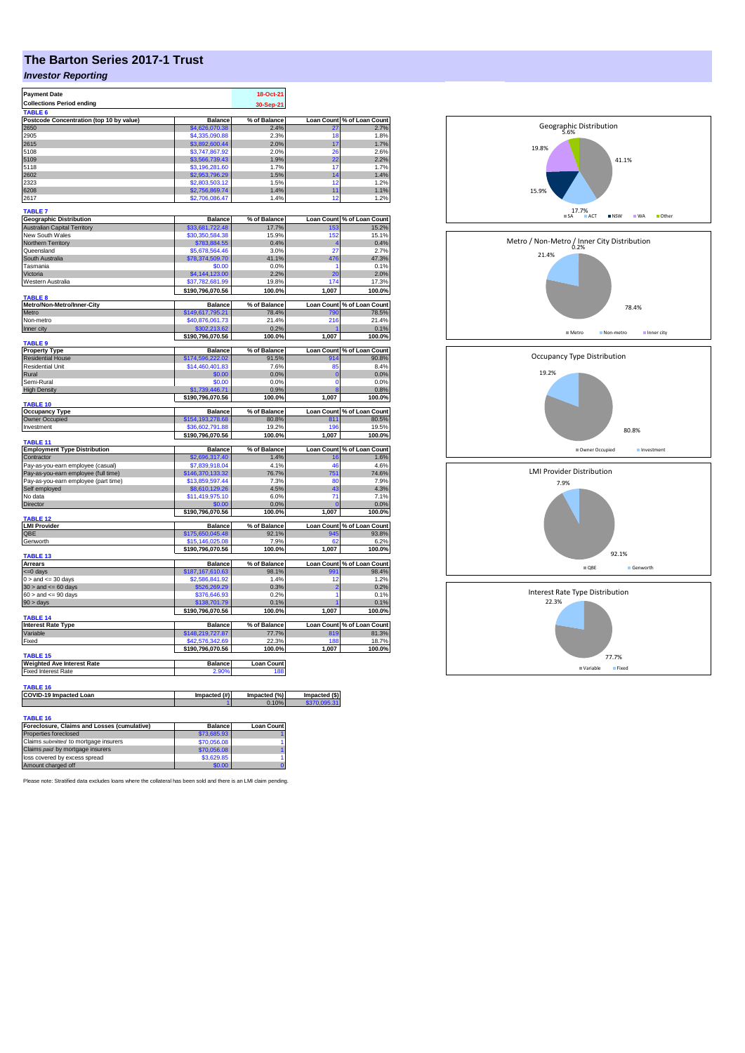# The Barton Series 2017-1 Trust

## *Investor Reporting*

| Payment Date | 18-Oct-21 |
|---|---|
| Collections Period ending | 30-Sep-21 |

**TABLE 6**

| Postcode Concentration (top 10 by value) | Balance | % of Balance | Loan Count | % of Loan Count |
|---|---|---|---|---|
| 2650 | $4,626,070.38 | 2.4% | 27 | 2.7% |
| 2905 | $4,335,090.88 | 2.3% | 18 | 1.8% |
| 2615 | $3,892,600.44 | 2.0% | 17 | 1.7% |
| 5108 | $3,747,867.92 | 2.0% | 26 | 2.6% |
| 5109 | $3,566,739.43 | 1.9% | 22 | 2.2% |
| 5118 | $3,196,281.60 | 1.7% | 17 | 1.7% |
| 2602 | $2,953,796.29 | 1.5% | 14 | 1.4% |
| 2323 | $2,803,503.12 | 1.5% | 12 | 1.2% |
| 6208 | $2,756,869.74 | 1.4% | 11 | 1.1% |
| 2617 | $2,706,086.47 | 1.4% | 12 | 1.2% |

**TABLE 7**

| Geographic Distribution | Balance | % of Balance | Loan Count | % of Loan Count |
|---|---|---|---|---|
| Australian Capital Territory | $33,681,722.48 | 17.7% | 153 | 15.2% |
| New South Wales | $30,350,584.38 | 15.9% | 152 | 15.1% |
| Northern Territory | $783,884.55 | 0.4% | 4 | 0.4% |
| Queensland | $5,678,564.46 | 3.0% | 27 | 2.7% |
| South Australia | $78,374,509.70 | 41.1% | 476 | 47.3% |
| Tasmania | $0.00 | 0.0% | 1 | 0.1% |
| Victoria | $4,144,123.00 | 2.2% | 20 | 2.0% |
| Western Australia | $37,782,681.99 | 19.8% | 174 | 17.3% |
| | $190,796,070.56 | 100.0% | 1,007 | 100.0% |

**TABLE 8**

| Metro/Non-Metro/Inner-City | Balance | % of Balance | Loan Count | % of Loan Count |
|---|---|---|---|---|
| Metro | $149,617,795.21 | 78.4% | 790 | 78.5% |
| Non-metro | $40,876,061.73 | 21.4% | 216 | 21.4% |
| Inner city | $302,213.62 | 0.2% | 1 | 0.1% |
| | $190,796,070.56 | 100.0% | 1,007 | 100.0% |

**TABLE 9**

| Property Type | Balance | % of Balance | Loan Count | % of Loan Count |
|---|---|---|---|---|
| Residential House | $174,596,222.02 | 91.5% | 914 | 90.8% |
| Residential Unit | $14,460,401.83 | 7.6% | 85 | 8.4% |
| Rural | $0.00 | 0.0% | 0 | 0.0% |
| Semi-Rural | $0.00 | 0.0% | 0 | 0.0% |
| High Density | $1,739,446.71 | 0.9% | 8 | 0.8% |
| | $190,796,070.56 | 100.0% | 1,007 | 100.0% |

**TABLE 10**

| Occupancy Type | Balance | % of Balance | Loan Count | % of Loan Count |
|---|---|---|---|---|
| Owner Occupied | $154,193,278.68 | 80.8% | 811 | 80.5% |
| Investment | $36,602,791.88 | 19.2% | 196 | 19.5% |
| | $190,796,070.56 | 100.0% | 1,007 | 100.0% |

**TABLE 11**

| Employment Type Distribution | Balance | % of Balance | Loan Count | % of Loan Count |
|---|---|---|---|---|
| Contractor | $2,696,317.40 | 1.4% | 16 | 1.6% |
| Pay-as-you-earn employee (casual) | $7,839,918.04 | 4.1% | 46 | 4.6% |
| Pay-as-you-earn employee (full time) | $146,370,133.32 | 76.7% | 751 | 74.6% |
| Pay-as-you-earn employee (part time) | $13,859,597.44 | 7.3% | 80 | 7.9% |
| Self employed | $8,610,129.26 | 4.5% | 43 | 4.3% |
| No data | $11,419,975.10 | 6.0% | 71 | 7.1% |
| Director | $0.00 | 0.0% | 0 | 0.0% |
| | $190,796,070.56 | 100.0% | 1,007 | 100.0% |

**TABLE 12**

| LMI Provider | Balance | % of Balance | Loan Count | % of Loan Count |
|---|---|---|---|---|
| QBE | $175,650,045.48 | 92.1% | 945 | 93.8% |
| Genworth | $15,146,025.08 | 7.9% | 62 | 6.2% |
| | $190,796,070.56 | 100.0% | 1,007 | 100.0% |

**TABLE 13**

| Arrears | Balance | % of Balance | Loan Count | % of Loan Count |
|---|---|---|---|---|
| <=0 days | $187,167,610.63 | 98.1% | 991 | 98.4% |
| 0 > and <= 30 days | $2,586,841.92 | 1.4% | 12 | 1.2% |
| 30 > and <= 60 days | $526,269.29 | 0.3% | 2 | 0.2% |
| 60 > and <= 90 days | $376,646.93 | 0.2% | 1 | 0.1% |
| 90 > days | $138,701.79 | 0.1% | 1 | 0.1% |
| | $190,796,070.56 | 100.0% | 1,007 | 100.0% |

**TABLE 14**

| Interest Rate Type | Balance | % of Balance | Loan Count | % of Loan Count |
|---|---|---|---|---|
| Variable | $148,219,727.87 | 77.7% | 819 | 81.3% |
| Fixed | $42,576,342.69 | 22.3% | 188 | 18.7% |
| | $190,796,070.56 | 100.0% | 1,007 | 100.0% |

**TABLE 15**

| Weighted Ave Interest Rate | Balance | Loan Count |
|---|---|---|
| Fixed Interest Rate | 2.90% | 188 |

**TABLE 16**

| COVID-19 Impacted Loan | Impacted (#) | Impacted (%) | Impacted ($) |
|---|---|---|---|
| | 1 | 0.10% | $370,095.31 |

**TABLE 16**

| Foreclosure, Claims and Losses (cumulative) | Balance | Loan Count |
|---|---|---|
| Properties foreclosed | $73,685.93 | 1 |
| Claims *submitted* to mortgage insurers | $70,056.08 | 1 |
| Claims *paid* by mortgage insurers | $70,056.08 | 1 |
| loss covered by excess spread | $3,629.85 | 1 |
| Amount charged off | $0.00 | 0 |

Please note: Stratified data excludes loans where the collateral has been sold and there is an LMI claim pending.

**Geographic Distribution**

| SA | ACT | NSW | WA | Other |
|---|---|---|---|---|
| 41.1% | 17.7% | 15.9% | 19.8% | 5.6% |

**Metro / Non-Metro / Inner City Distribution**

| Metro | Non-metro | Inner city |
|---|---|---|
| 78.4% | 21.4% | 0.2% |

**Occupancy Type Distribution**

| Owner Occupied | Investment |
|---|---|
| 80.8% | 19.2% |

**LMI Provider Distribution**

| QBE | Genworth |
|---|---|
| 92.1% | 7.9% |

**Interest Rate Type Distribution**

| Variable | Fixed |
|---|---|
| 77.7% | 22.3% |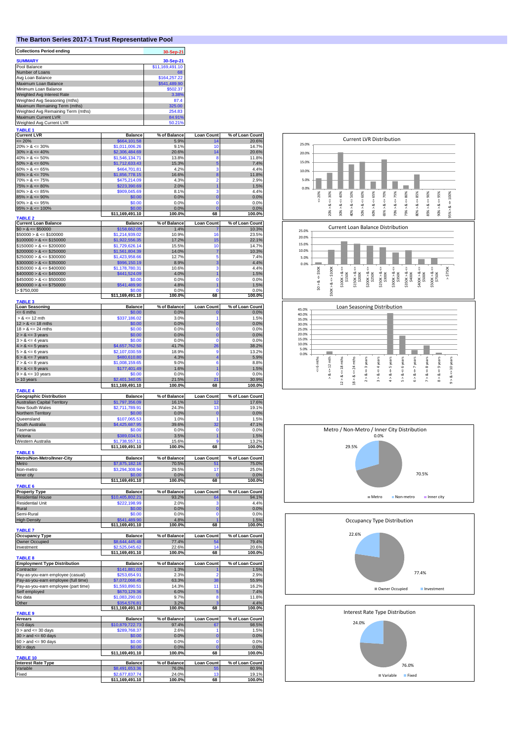# The Barton Series 2017-1 Trust Representative Pool

| Collections Period ending | 30-Sep-21 |
|---|---|

| SUMMARY | 30-Sep-21 |
|---|---|
| Pool Balance | $11,169,491.10 |
| Number of Loans | 68 |
| Avg Loan Balance | $164,257.22 |
| Maximum Loan Balance | $541,489.90 |
| Minimum Loan Balance | $502.37 |
| Weighted Avg Interest Rate | 3.38% |
| Weighted Avg Seasoning (mths) | 87.4 |
| Maximum Remaining Term (mths) | 325.00 |
| Weighted Avg Remaining Term (mths) | 254.83 |
| Maximum Current LVR | 84.91% |
| Weighted Avg Current LVR | 50.21% |

**TABLE 1**

| Current LVR | Balance | % of Balance | Loan Count | % of Loan Count |
|---|---|---|---|---|
| <= 20% | $664,101.58 | 5.9% | 14 | 20.6% |
| 20% > & <= 30% | $1,011,006.26 | 9.1% | 10 | 14.7% |
| 30% > & <= 40% | $2,306,484.69 | 20.6% | 14 | 20.6% |
| 40% > & <= 50% | $1,546,134.71 | 13.8% | 8 | 11.8% |
| 50% > & <= 60% | $1,712,633.43 | 15.3% | 5 | 7.4% |
| 60% > & <= 65% | $464,701.81 | 4.2% | 3 | 4.4% |
| 65% > & <= 70% | $1,856,778.15 | 16.6% | 8 | 11.8% |
| 70% > & <= 75% | $475,214.09 | 4.3% | 2 | 2.9% |
| 75% > & <= 80% | $223,390.69 | 2.0% | 1 | 1.5% |
| 80% > & <= 85% | $909,045.69 | 8.1% | 3 | 4.4% |
| 85% > & <= 90% | $0.00 | 0.0% | 0 | 0.0% |
| 90% > & <= 95% | $0.00 | 0.0% | 0 | 0.0% |
| 95% > & <= 100% | $0.00 | 0.0% | 0 | 0.0% |
| | $11,169,491.10 | 100.0% | 68 | 100.0% |

**TABLE 2**

| Current Loan Balance | Balance | % of Balance | Loan Count | % of Loan Count |
|---|---|---|---|---|
| $0 > & <= $50000 | $158,662.05 | 1.4% | 7 | 10.3% |
| $50000 > & <= $100000 | $1,214,939.02 | 10.9% | 16 | 23.5% |
| $100000 > & <= $150000 | $1,922,556.35 | 17.2% | 15 | 22.1% |
| $150000 > & <= $200000 | $1,729,626.14 | 15.5% | 10 | 14.7% |
| $200000 > & <= $250000 | $1,561,804.39 | 14.0% | 7 | 10.3% |
| $250000 > & <= $300000 | $1,423,958.66 | 12.7% | 5 | 7.4% |
| $300000 > & <= $350000 | $996,150.19 | 8.9% | 3 | 4.4% |
| $350000 > & <= $400000 | $1,178,780.31 | 10.6% | 3 | 4.4% |
| $400000 > & <= $450000 | $441,524.09 | 4.0% | 1 | 1.5% |
| $450000 > & <= $500000 | $0.00 | 0.0% | 0 | 0.0% |
| $500000 > & <= $750000 | $541,489.90 | 4.8% | 1 | 1.5% |
| > $750,000 | $0.00 | 0.0% | 0 | 0.0% |
| | $11,169,491.10 | 100.0% | 68 | 100.0% |

**TABLE 3**

| Loan Seasoning | Balance | % of Balance | Loan Count | % of Loan Count |
|---|---|---|---|---|
| <= 6 mths | $0.00 | 0.0% | 0 | 0.0% |
| > & <= 12 mth | $337,186.02 | 3.0% | 1 | 1.5% |
| 12 > & <= 18 mths | $0.00 | 0.0% | 0 | 0.0% |
| 18 > & <= 24 mths | $0.00 | 0.0% | 0 | 0.0% |
| 2 > & <= 3 years | $0.00 | 0.0% | 0 | 0.0% |
| 3 > & <= 4 years | $0.00 | 0.0% | 0 | 0.0% |
| 4 > & <= 5 years | $4,657,762.50 | 41.7% | 26 | 38.2% |
| 5 > & <= 6 years | $2,107,030.59 | 18.9% | 9 | 13.2% |
| 6 > & <= 7 years | $480,610.80 | 4.3% | 4 | 5.9% |
| 7 > & <= 8 years | $1,008,159.65 | 9.0% | 6 | 8.8% |
| 8 > & <= 9 years | $177,401.49 | 1.6% | 1 | 1.5% |
| 9 > & <= 10 years | $0.00 | 0.0% | 0 | 0.0% |
| > 10 years | $2,401,340.05 | 21.5% | 21 | 30.9% |
| | $11,169,491.10 | 100.0% | 68 | 100.0% |

**TABLE 4**

| Geographic Distribution | Balance | % of Balance | Loan Count | % of Loan Count |
|---|---|---|---|---|
| Australian Capital Territory | $1,797,356.09 | 16.1% | 12 | 17.6% |
| New South Wales | $2,711,789.91 | 24.3% | 13 | 19.1% |
| Northern Territory | $0.00 | 0.0% | 0 | 0.0% |
| Queensland | $107,065.53 | 1.0% | 1 | 1.5% |
| South Australia | $4,425,687.95 | 39.6% | 32 | 47.1% |
| Tasmania | $0.00 | 0.0% | 0 | 0.0% |
| Victoria | $389,034.51 | 3.5% | 1 | 1.5% |
| Western Australia | $1,738,557.11 | 15.6% | 9 | 13.2% |
| | $11,169,491.10 | 100.0% | 68 | 100.0% |

**TABLE 5**

| Metro/Non-Metro/Inner-City | Balance | % of Balance | Loan Count | % of Loan Count |
|---|---|---|---|---|
| Metro | $7,875,182.16 | 70.5% | 51 | 75.0% |
| Non-metro | $3,294,308.94 | 29.5% | 17 | 25.0% |
| Inner city | $0.00 | 0.0% | 0 | 0.0% |
| | $11,169,491.10 | 100.0% | 68 | 100.0% |

**TABLE 6**

| Property Type | Balance | % of Balance | Loan Count | % of Loan Count |
|---|---|---|---|---|
| Residential House | $10,405,802.21 | 93.2% | 64 | 94.1% |
| Residential Unit | $222,198.99 | 2.0% | 3 | 4.4% |
| Rural | $0.00 | 0.0% | 0 | 0.0% |
| Semi-Rural | $0.00 | 0.0% | 0 | 0.0% |
| High Density | $541,489.90 | 4.8% | 1 | 1.5% |
| | $11,169,491.10 | 100.0% | 68 | 100.0% |

**TABLE 7**

| Occupancy Type | Balance | % of Balance | Loan Count | % of Loan Count |
|---|---|---|---|---|
| Owner Occupied | $8,644,445.48 | 77.4% | 54 | 79.4% |
| Investment | $2,525,045.62 | 22.6% | 14 | 20.6% |
| | $11,169,491.10 | 100.0% | 68 | 100.0% |

**TABLE 8**

| Employment Type Distribution | Balance | % of Balance | Loan Count | % of Loan Count |
|---|---|---|---|---|
| Contractor | $141,881.03 | 1.3% | 1 | 1.5% |
| Pay-as-you-earn employee (casual) | $253,654.91 | 2.3% | 2 | 2.9% |
| Pay-as-you-earn employee (full time) | $7,072,068.45 | 63.3% | 38 | 55.9% |
| Pay-as-you-earn employee (part time) | $1,593,890.51 | 14.3% | 11 | 16.2% |
| Self employed | $670,129.36 | 6.0% | 5 | 7.4% |
| No data | $1,083,290.03 | 9.7% | 8 | 11.8% |
| Other | $354,576.81 | 3.2% | 3 | 4.4% |
| | $11,169,491.10 | 100.0% | 68 | 100.0% |

**TABLE 9**

| Arrears | Balance | % of Balance | Loan Count | % of Loan Count |
|---|---|---|---|---|
| <=0 days | $10,879,722.73 | 97.4% | 67 | 98.5% |
| 0 > and <= 30 days | $289,768.37 | 2.6% | 1 | 1.5% |
| 30 > and <= 60 days | $0.00 | 0.0% | 0 | 0.0% |
| 60 > and <= 90 days | $0.00 | 0.0% | 0 | 0.0% |
| 90 > days | $0.00 | 0.0% | 0 | 0.0% |
| | $11,169,491.10 | 100.0% | 68 | 100.0% |

**TABLE 10**

| Interest Rate Type | Balance | % of Balance | Loan Count | % of Loan Count |
|---|---|---|---|---|
| Variable | $8,491,653.36 | 76.0% | 55 | 80.9% |
| Fixed | $2,677,837.74 | 24.0% | 13 | 19.1% |
| | $11,169,491.10 | 100.0% | 68 | 100.0% |

Current LVR Distribution

25.0%
20.0%
15.0%
10.0%
5.0%
0.0%

<= 20%
20% > & <= 30%
30% > & <= 40%
40% > & <= 50%
50% > & <= 60%
60% > & <= 65%
65% > & <= 70%
70% > & <= 75%
75% > & <= 80%
80% > & <= 85%
85% > & <= 90%
90% > & <= 95%
95% > & <= 100%

Current Loan Balance Distribution

25.0%
20.0%
15.0%
10.0%
5.0%
0.0%

$0 > & <= $50K
$50K > & <= $100K
$100K > & <= $150K
$150K > & <= $200K
$200K > & <= $250K
$250K > & <= $300K
$300K > & <= $350K
$350K > & <= $400K
$400K > & <= $500K
$500K > & <= $750K
> $750K

Loan Seasoning Distribution

45.0%
40.0%
35.0%
30.0%
25.0%
20.0%
15.0%
10.0%
5.0%
0.0%

<= 6 mths
> & <= 12 mth
12 > & <= 18 mths
18 > & <= 24 mths
2 > & <= 3 years
3 > & <= 4 years
4 > & <= 5 years
5 > & <= 6 years
6 > & <= 7 years
7 > & <= 8 years
8 > & <= 9 years
9 > & <= 10 years

Metro / Non-Metro / Inner City Distribution

0.0%
29.5%
70.5%

Metro
Non-metro
Inner city

Occupancy Type Distribution

22.6%
77.4%

Owner Occupied
Investment

Interest Rate Type Distribution

24.0%
76.0%

Variable
Fixed